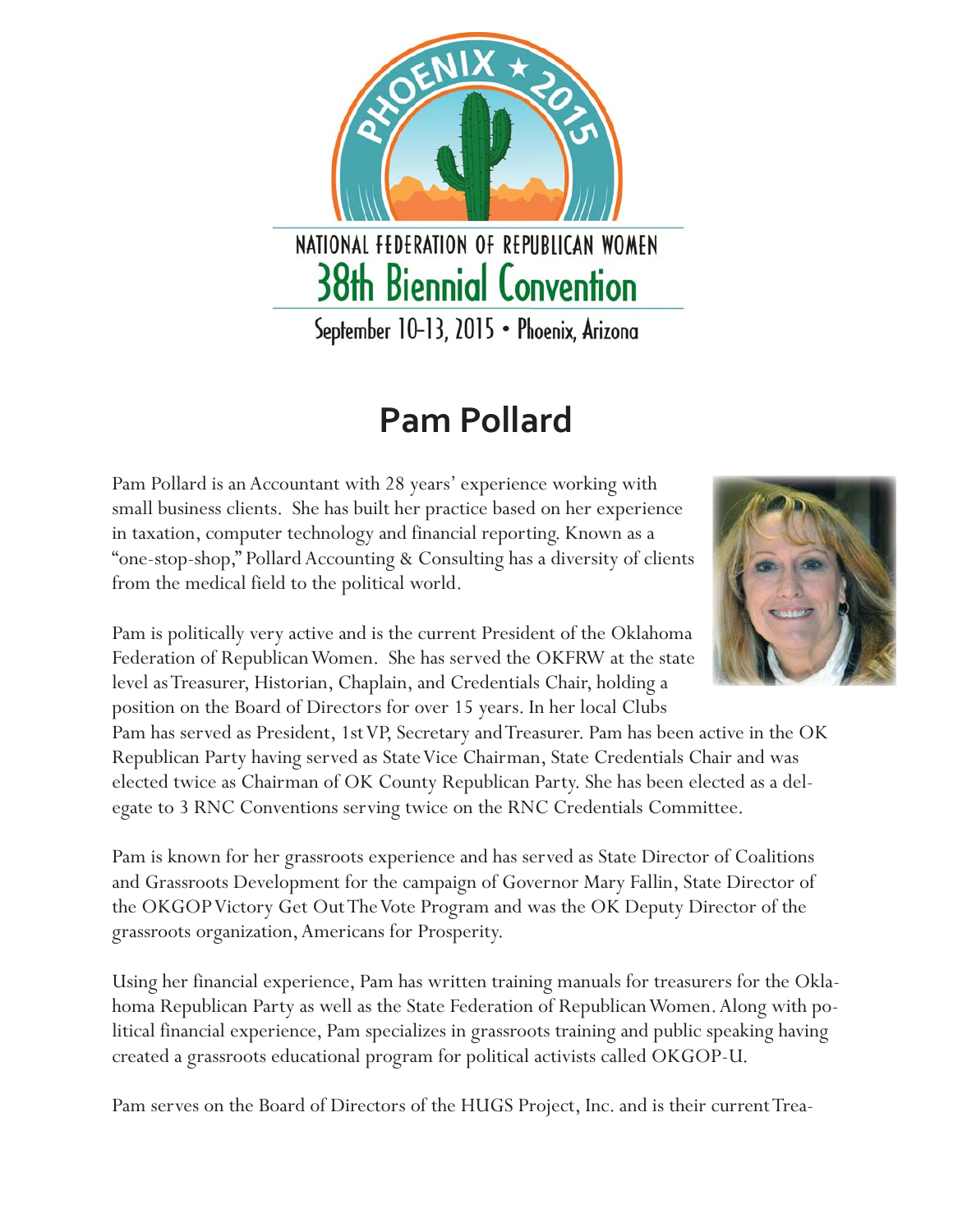NATIONAL FEDERATION OF REPUBLICAN WOMEN

38th Biennial Convention

September 10-13, 2015 • Phoenix, Arizona

# Pam Pollard

Pam Pollard is an Accountant with 28 years' experience working with small business clients. She has built her practice based on her experience in taxation, computer technology and financial reporting. Known as a "one-stop-shop," Pollard Accounting & Consulting has a diversity of clients from the medical field to the political world.

Pam is politically very active and is the current President of the Oklahoma Federation of Republican Women. She has served the OKFRW at the state level as Treasurer, Historian, Chaplain, and Credentials Chair, holding a position on the Board of Directors for over 15 years. In her local Clubs Pam has served as President, 1st VP, Secretary and Treasurer. Pam has been active in the OK Republican Party having served as State Vice Chairman, State Credentials Chair and was elected twice as Chairman of OK County Republican Party. She has been elected as a delegate to 3 RNC Conventions serving twice on the RNC Credentials Committee.

Pam is known for her grassroots experience and has served as State Director of Coalitions and Grassroots Development for the campaign of Governor Mary Fallin, State Director of the OKGOP Victory Get Out The Vote Program and was the OK Deputy Director of the grassroots organization, Americans for Prosperity.

Using her financial experience, Pam has written training manuals for treasurers for the Oklahoma Republican Party as well as the State Federation of Republican Women. Along with political financial experience, Pam specializes in grassroots training and public speaking having created a grassroots educational program for political activists called OKGOP-U.

Pam serves on the Board of Directors of the HUGS Project, Inc. and is their current Trea-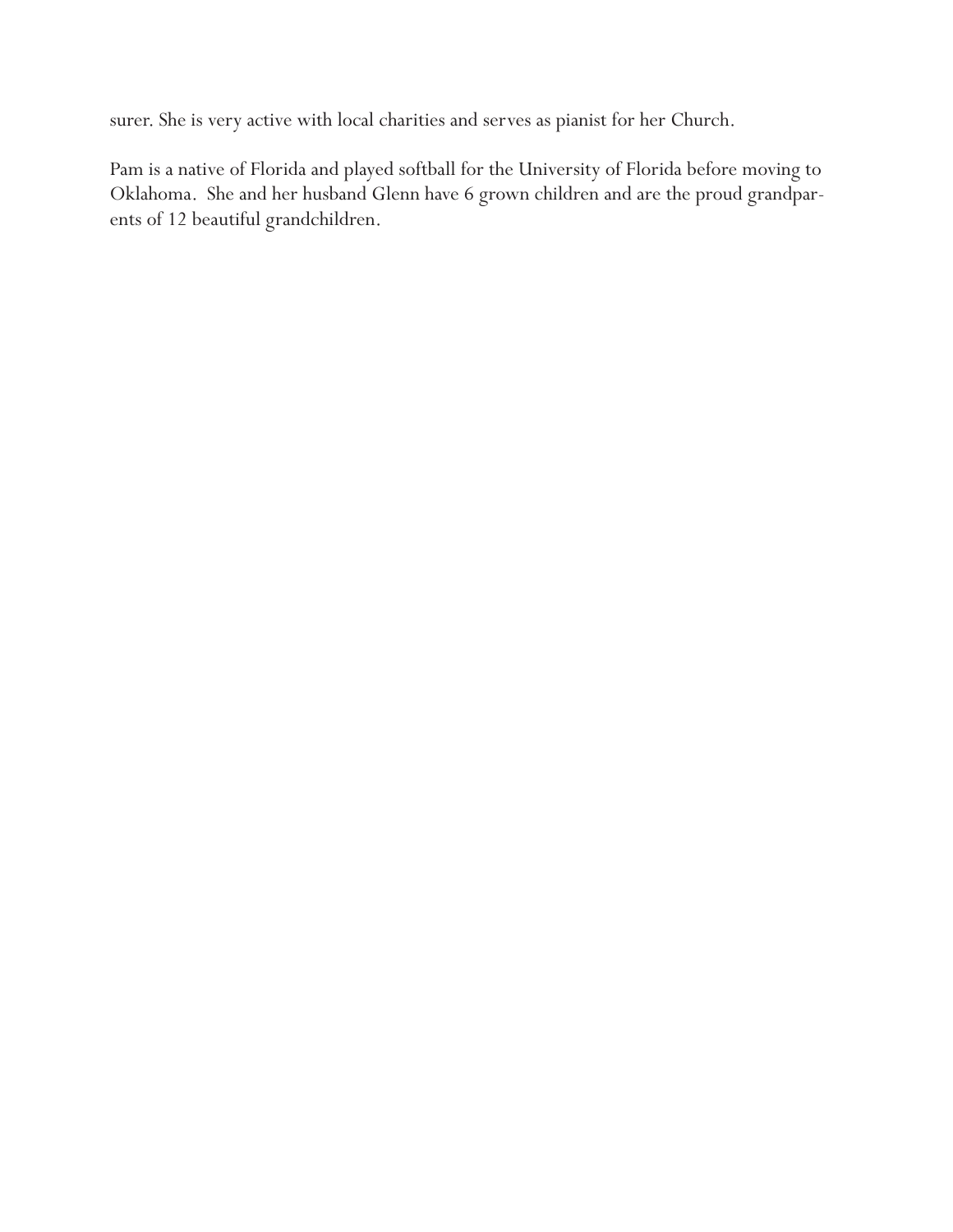surer. She is very active with local charities and serves as pianist for her Church.

Pam is a native of Florida and played softball for the University of Florida before moving to Oklahoma. She and her husband Glenn have 6 grown children and are the proud grandparents of 12 beautiful grandchildren.